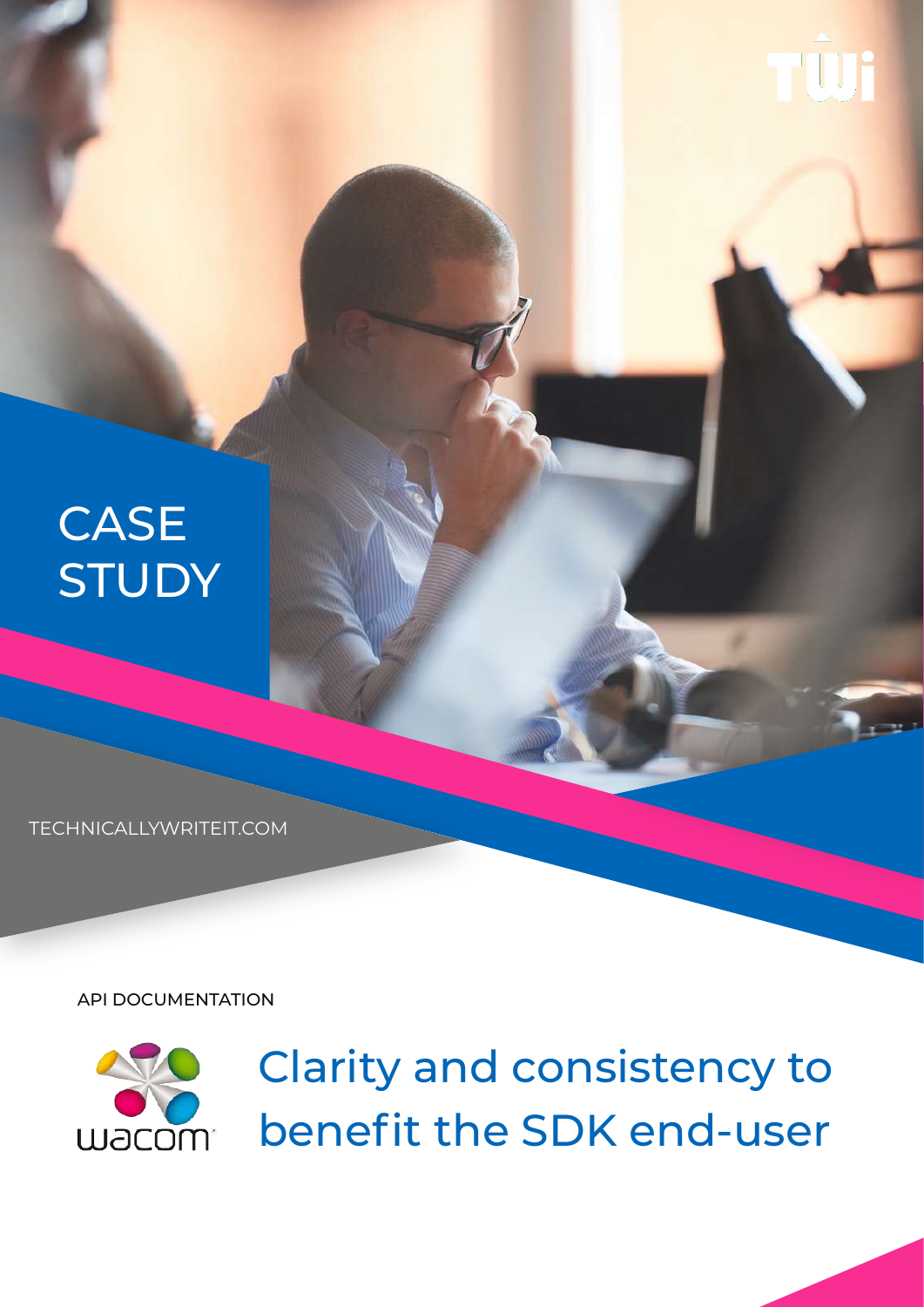# CASE STUDY

TECHNICALLYWRITEIT.COM

API DOCUMENTATION

## Clarity and consistency to benefit the SDK end-user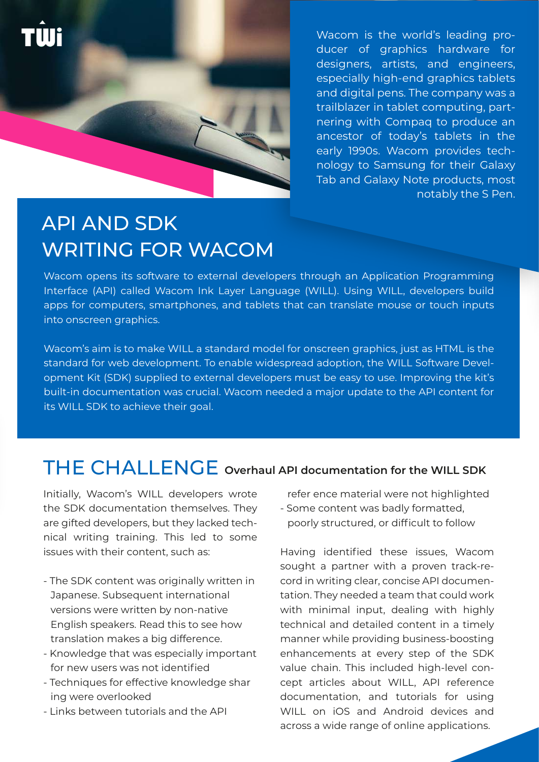Wacom is the world's leading producer of graphics hardware for designers, artists, and engineers, especially high-end graphics tablets and digital pens. The company was a trailblazer in tablet computing, partnering with Compaq to produce an ancestor of today's tablets in the early 1990s. Wacom provides technology to Samsung for their Galaxy Tab and Galaxy Note products, most notably the S Pen.

# API AND SDK WRITING FOR WACOM

Wacom opens its software to external developers through an Application Programming Interface (API) called Wacom Ink Layer Language (WILL). Using WILL, developers build apps for computers, smartphones, and tablets that can translate mouse or touch inputs into onscreen graphics.

Wacom's aim is to make WILL a standard model for onscreen graphics, just as HTML is the standard for web development. To enable widespread adoption, the WILL Software Development Kit (SDK) supplied to external developers must be easy to use. Improving the kit's built-in documentation was crucial. Wacom needed a major update to the API content for its WILL SDK to achieve their goal.

## THE CHALLENGE **Overhaul API documentation for the WILL SDK**

Initially, Wacom's WILL developers wrote the SDK documentation themselves. They are gifted developers, but they lacked technical writing training. This led to some issues with their content, such as:

- The SDK content was originally written in Japanese. Subsequent international versions were written by non-native English speakers. Read this to see how translation makes a big difference.
- Knowledge that was especially important for new users was not identified
- Techniques for effective knowledge sharing were overlooked
- Links between tutorials and the API reference material were not highlighted
- Some content was badly formatted, poorly structured, or difficult to follow

Having identified these issues, Wacom sought a partner with a proven track-record in writing clear, concise API documentation. They needed a team that could work with minimal input, dealing with highly technical and detailed content in a timely manner while providing business-boosting enhancements at every step of the SDK value chain. This included high-level concept articles about WILL, API reference documentation, and tutorials for using WILL on iOS and Android devices and across a wide range of online applications.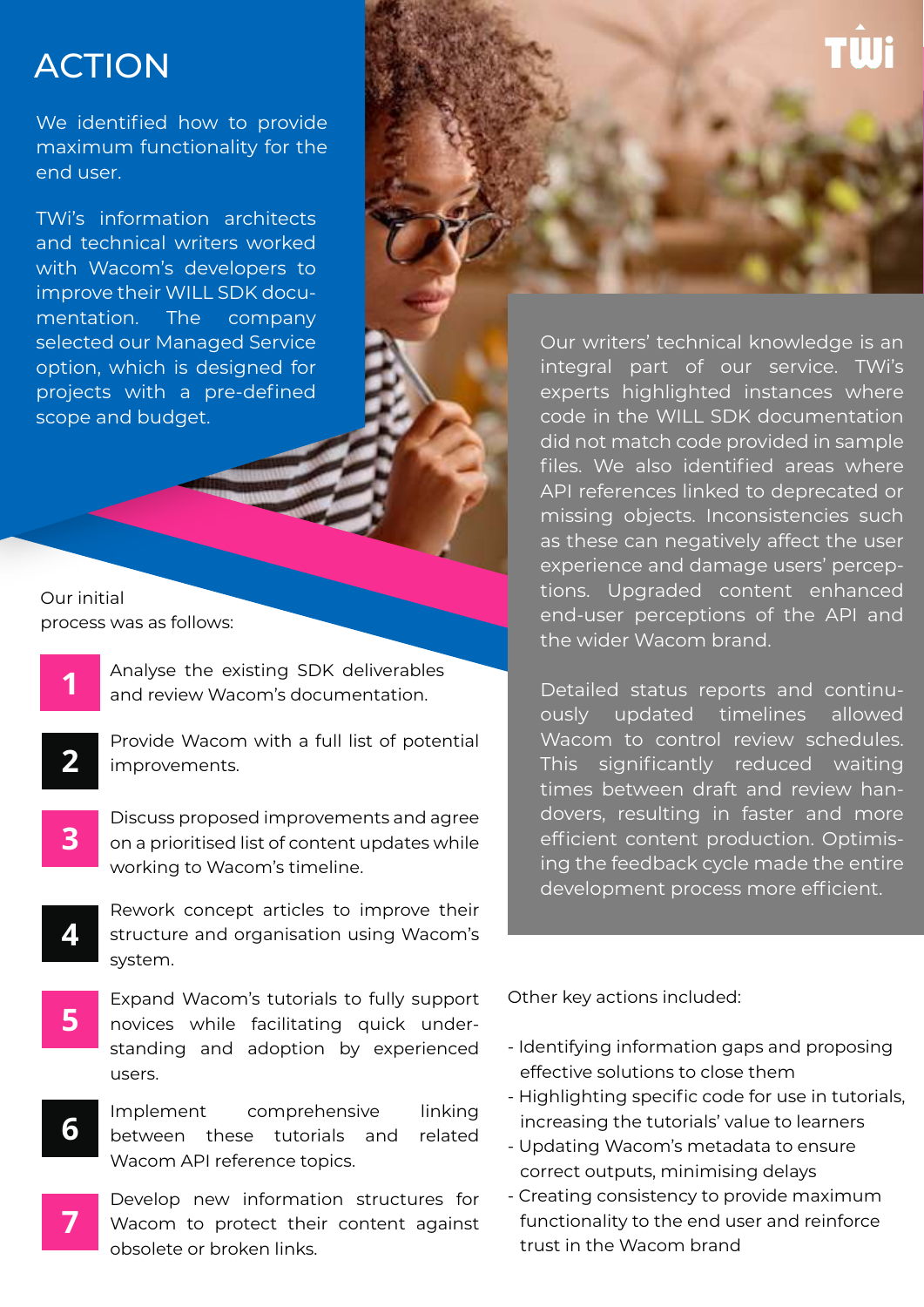# ACTION

We identified how to provide maximum functionality for the end user.

TWi's information architects and technical writers worked with Wacom's developers to improve their WILL SDK documentation. The company selected our Managed Service option, which is designed for projects with a pre-defined scope and budget.

Our initial process was as follows:

1. Analyse the existing SDK deliverables and review Wacom's documentation.
2. Provide Wacom with a full list of potential improvements.
3. Discuss proposed improvements and agree on a prioritised list of content updates while working to Wacom's timeline.
4. Rework concept articles to improve their structure and organisation using Wacom's system.
5. Expand Wacom's tutorials to fully support novices while facilitating quick understanding and adoption by experienced users.
6. Implement comprehensive linking between these tutorials and related Wacom API reference topics.
7. Develop new information structures for Wacom to protect their content against obsolete or broken links.

Our writers' technical knowledge is an integral part of our service. TWi's experts highlighted instances where code in the WILL SDK documentation did not match code provided in sample files. We also identified areas where API references linked to deprecated or missing objects. Inconsistencies such as these can negatively affect the user experience and damage users' perceptions. Upgraded content enhanced end-user perceptions of the API and the wider Wacom brand.

Detailed status reports and continuously updated timelines allowed Wacom to control review schedules. This significantly reduced waiting times between draft and review handovers, resulting in faster and more efficient content production. Optimising the feedback cycle made the entire development process more efficient.

Other key actions included:

- Identifying information gaps and proposing effective solutions to close them
- Highlighting specific code for use in tutorials, increasing the tutorials' value to learners
- Updating Wacom's metadata to ensure correct outputs, minimising delays
- Creating consistency to provide maximum functionality to the end user and reinforce trust in the Wacom brand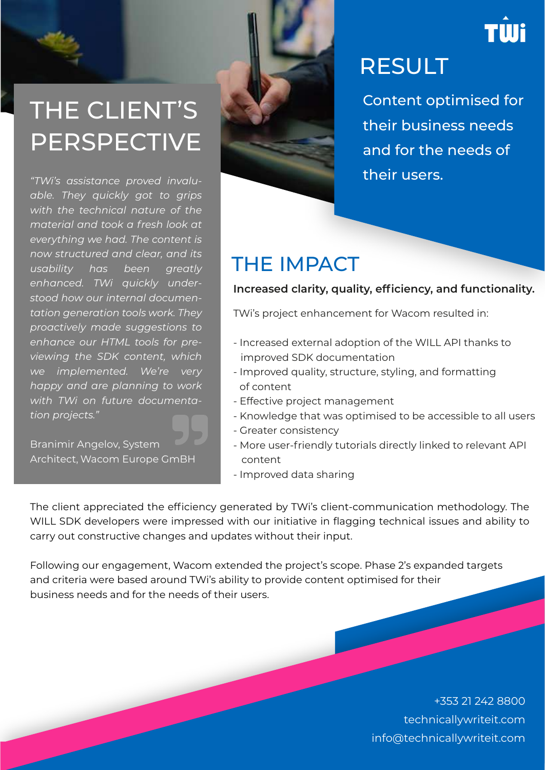# THE CLIENT'S PERSPECTIVE

*"TWi's assistance proved invaluable. They quickly got to grips with the technical nature of the material and took a fresh look at everything we had. The content is now structured and clear, and its usability has been greatly enhanced. TWi quickly understood how our internal documentation generation tools work. They proactively made suggestions to enhance our HTML tools for previewing the SDK content, which we implemented. We're very happy and are planning to work with TWi on future documentation projects."*

Branimir Angelov, System Architect, Wacom Europe GmBH

# RESULT

Content optimised for their business needs and for the needs of their users.

# THE IMPACT

**Increased clarity, quality, efficiency, and functionality.**

TWi's project enhancement for Wacom resulted in:

- Increased external adoption of the WILL API thanks to improved SDK documentation
- Improved quality, structure, styling, and formatting of content
- Effective project management
- Knowledge that was optimised to be accessible to all users
- Greater consistency
- More user-friendly tutorials directly linked to relevant API content
- Improved data sharing

The client appreciated the efficiency generated by TWi's client-communication methodology. The WILL SDK developers were impressed with our initiative in flagging technical issues and ability to carry out constructive changes and updates without their input.

Following our engagement, Wacom extended the project's scope. Phase 2's expanded targets and criteria were based around TWi's ability to provide content optimised for their business needs and for the needs of their users.

+353 21 242 8800
technicallywriteit.com
info@technicallywriteit.com